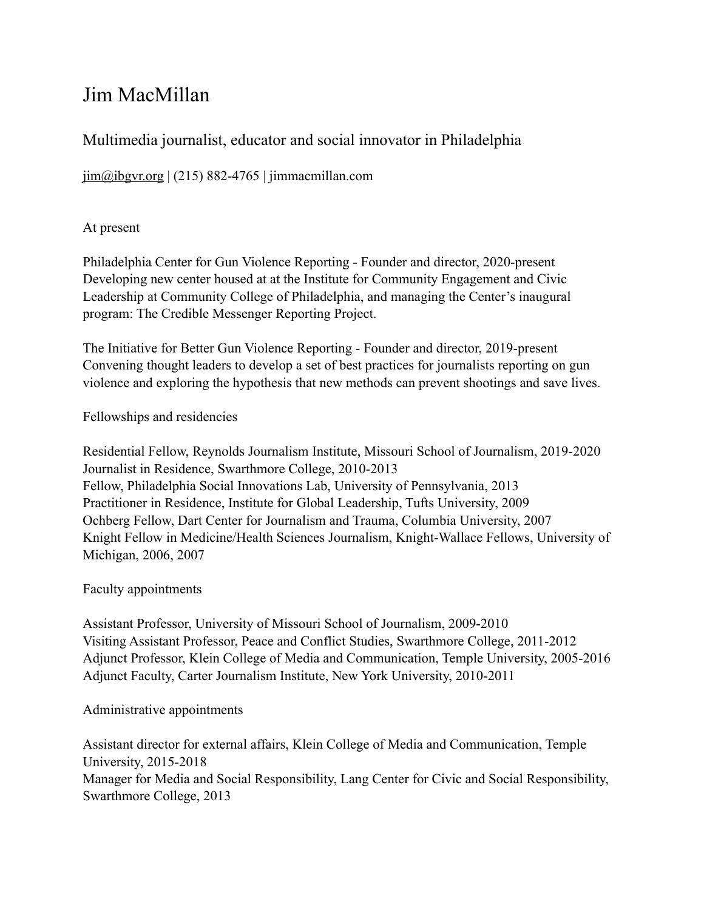# Jim MacMillan

## Multimedia journalist, educator and social innovator in Philadelphia

jim@ibgvr.org | (215) 882-4765 | jimmacmillan.com

### At present

Philadelphia Center for Gun Violence Reporting - Founder and director, 2020-present
Developing new center housed at at the Institute for Community Engagement and Civic Leadership at Community College of Philadelphia, and managing the Center's inaugural program: The Credible Messenger Reporting Project.

The Initiative for Better Gun Violence Reporting - Founder and director, 2019-present
Convening thought leaders to develop a set of best practices for journalists reporting on gun violence and exploring the hypothesis that new methods can prevent shootings and save lives.

### Fellowships and residencies

Residential Fellow, Reynolds Journalism Institute, Missouri School of Journalism, 2019-2020
Journalist in Residence, Swarthmore College, 2010-2013
Fellow, Philadelphia Social Innovations Lab, University of Pennsylvania, 2013
Practitioner in Residence, Institute for Global Leadership, Tufts University, 2009
Ochberg Fellow, Dart Center for Journalism and Trauma, Columbia University, 2007
Knight Fellow in Medicine/Health Sciences Journalism, Knight-Wallace Fellows, University of Michigan, 2006, 2007

### Faculty appointments

Assistant Professor, University of Missouri School of Journalism, 2009-2010
Visiting Assistant Professor, Peace and Conflict Studies, Swarthmore College, 2011-2012
Adjunct Professor, Klein College of Media and Communication, Temple University, 2005-2016
Adjunct Faculty, Carter Journalism Institute, New York University, 2010-2011

### Administrative appointments

Assistant director for external affairs, Klein College of Media and Communication, Temple University, 2015-2018
Manager for Media and Social Responsibility, Lang Center for Civic and Social Responsibility, Swarthmore College, 2013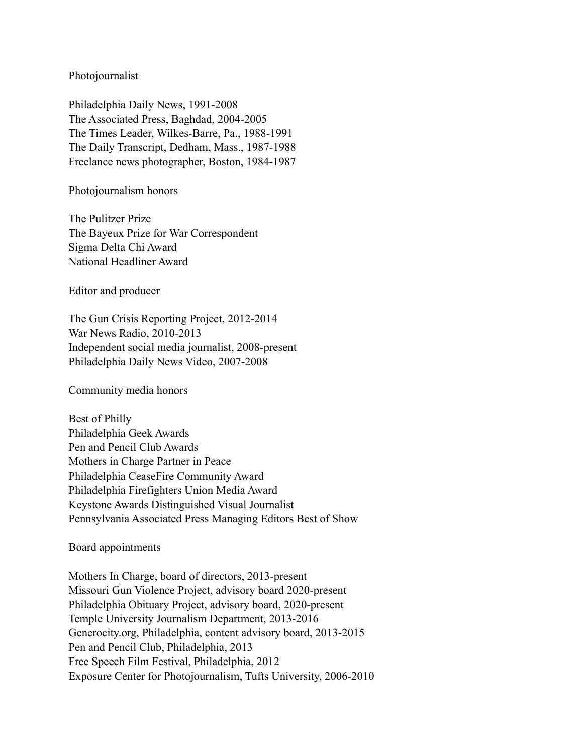## Photojournalist

Philadelphia Daily News, 1991-2008
The Associated Press, Baghdad, 2004-2005
The Times Leader, Wilkes-Barre, Pa., 1988-1991
The Daily Transcript, Dedham, Mass., 1987-1988
Freelance news photographer, Boston, 1984-1987

## Photojournalism honors

The Pulitzer Prize
The Bayeux Prize for War Correspondent
Sigma Delta Chi Award
National Headliner Award

## Editor and producer

The Gun Crisis Reporting Project, 2012-2014
War News Radio, 2010-2013
Independent social media journalist, 2008-present
Philadelphia Daily News Video, 2007-2008

## Community media honors

Best of Philly
Philadelphia Geek Awards
Pen and Pencil Club Awards
Mothers in Charge Partner in Peace
Philadelphia CeaseFire Community Award
Philadelphia Firefighters Union Media Award
Keystone Awards Distinguished Visual Journalist
Pennsylvania Associated Press Managing Editors Best of Show

## Board appointments

Mothers In Charge, board of directors, 2013-present
Missouri Gun Violence Project, advisory board 2020-present
Philadelphia Obituary Project, advisory board, 2020-present
Temple University Journalism Department, 2013-2016
Generocity.org, Philadelphia, content advisory board, 2013-2015
Pen and Pencil Club, Philadelphia, 2013
Free Speech Film Festival, Philadelphia, 2012
Exposure Center for Photojournalism, Tufts University, 2006-2010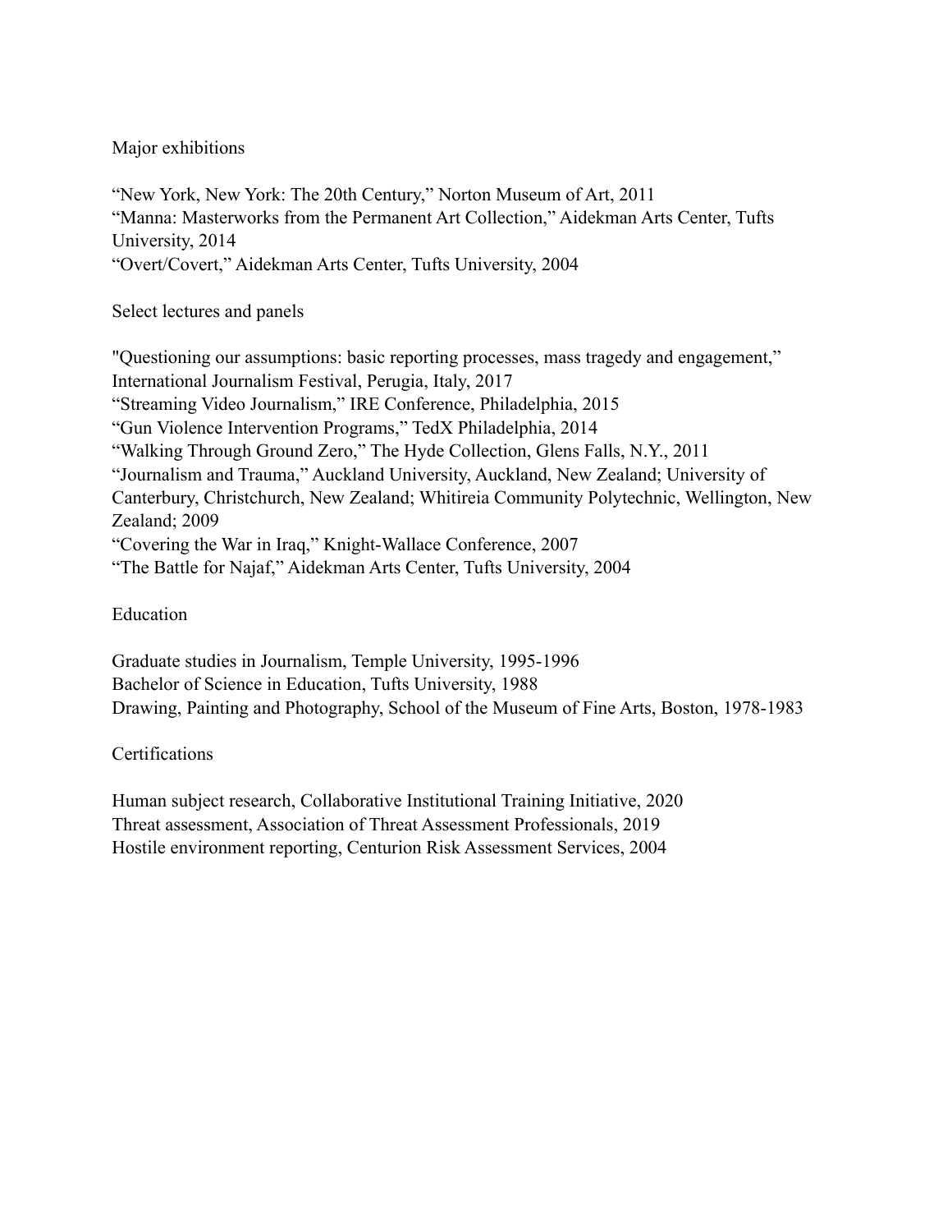## Major exhibitions

"New York, New York: The 20th Century," Norton Museum of Art, 2011
"Manna: Masterworks from the Permanent Art Collection," Aidekman Arts Center, Tufts University, 2014
"Overt/Covert," Aidekman Arts Center, Tufts University, 2004

## Select lectures and panels

"Questioning our assumptions: basic reporting processes, mass tragedy and engagement," International Journalism Festival, Perugia, Italy, 2017
"Streaming Video Journalism," IRE Conference, Philadelphia, 2015
"Gun Violence Intervention Programs," TedX Philadelphia, 2014
"Walking Through Ground Zero," The Hyde Collection, Glens Falls, N.Y., 2011
"Journalism and Trauma," Auckland University, Auckland, New Zealand; University of Canterbury, Christchurch, New Zealand; Whitireia Community Polytechnic, Wellington, New Zealand; 2009
"Covering the War in Iraq," Knight-Wallace Conference, 2007
"The Battle for Najaf," Aidekman Arts Center, Tufts University, 2004

## Education

Graduate studies in Journalism, Temple University, 1995-1996
Bachelor of Science in Education, Tufts University, 1988
Drawing, Painting and Photography, School of the Museum of Fine Arts, Boston, 1978-1983

## Certifications

Human subject research, Collaborative Institutional Training Initiative, 2020
Threat assessment, Association of Threat Assessment Professionals, 2019
Hostile environment reporting, Centurion Risk Assessment Services, 2004